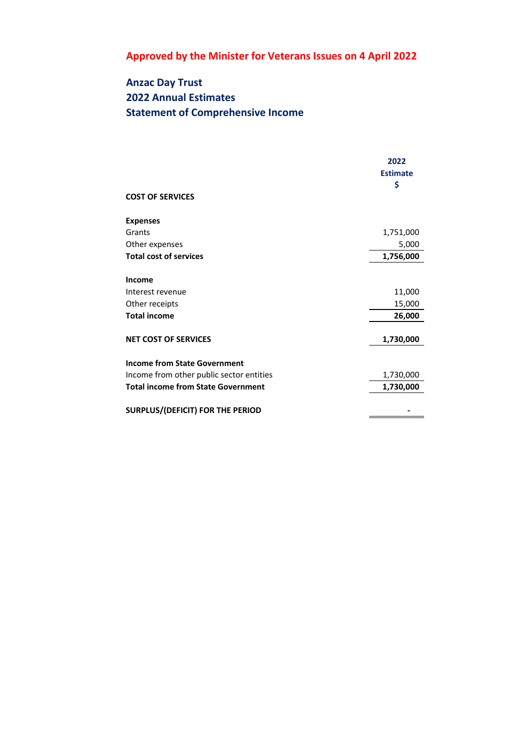**Approved by the Minister for Veterans Issues on 4 April 2022**

# Anzac Day Trust
## 2022 Annual Estimates
## Statement of Comprehensive Income

| | 2022 Estimate $ |
|---|---|
| **COST OF SERVICES** | |
| | |
| **Expenses** | |
| Grants | 1,751,000 |
| Other expenses | 5,000 |
| **Total cost of services** | **1,756,000** |
| | |
| **Income** | |
| Interest revenue | 11,000 |
| Other receipts | 15,000 |
| **Total income** | **26,000** |
| | |
| **NET COST OF SERVICES** | **1,730,000** |
| | |
| **Income from State Government** | |
| Income from other public sector entities | 1,730,000 |
| **Total income from State Government** | **1,730,000** |
| | |
| **SURPLUS/(DEFICIT) FOR THE PERIOD** | **-** |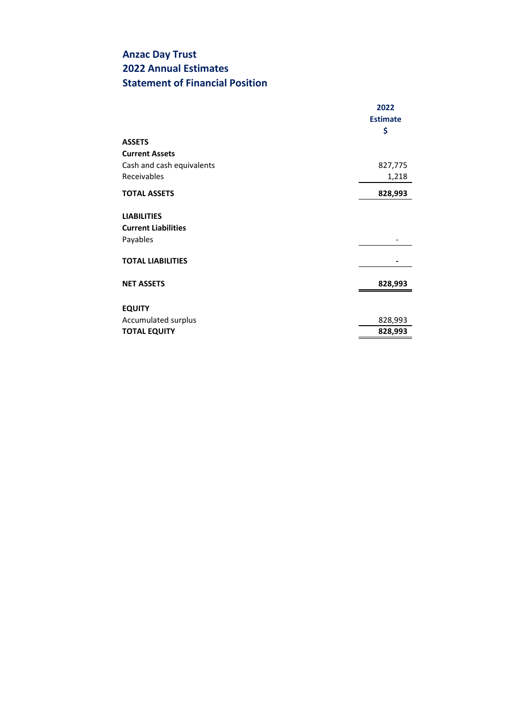# Anzac Day Trust
## 2022 Annual Estimates
## Statement of Financial Position

| | 2022 Estimate $ |
|---|---|
| **ASSETS** | |
| **Current Assets** | |
| Cash and cash equivalents | 827,775 |
| Receivables | 1,218 |
| **TOTAL ASSETS** | **828,993** |
| | |
| **LIABILITIES** | |
| **Current Liabilities** | |
| Payables | - |
| | |
| **TOTAL LIABILITIES** | **-** |
| | |
| **NET ASSETS** | **828,993** |
| | |
| **EQUITY** | |
| Accumulated surplus | 828,993 |
| **TOTAL EQUITY** | **828,993** |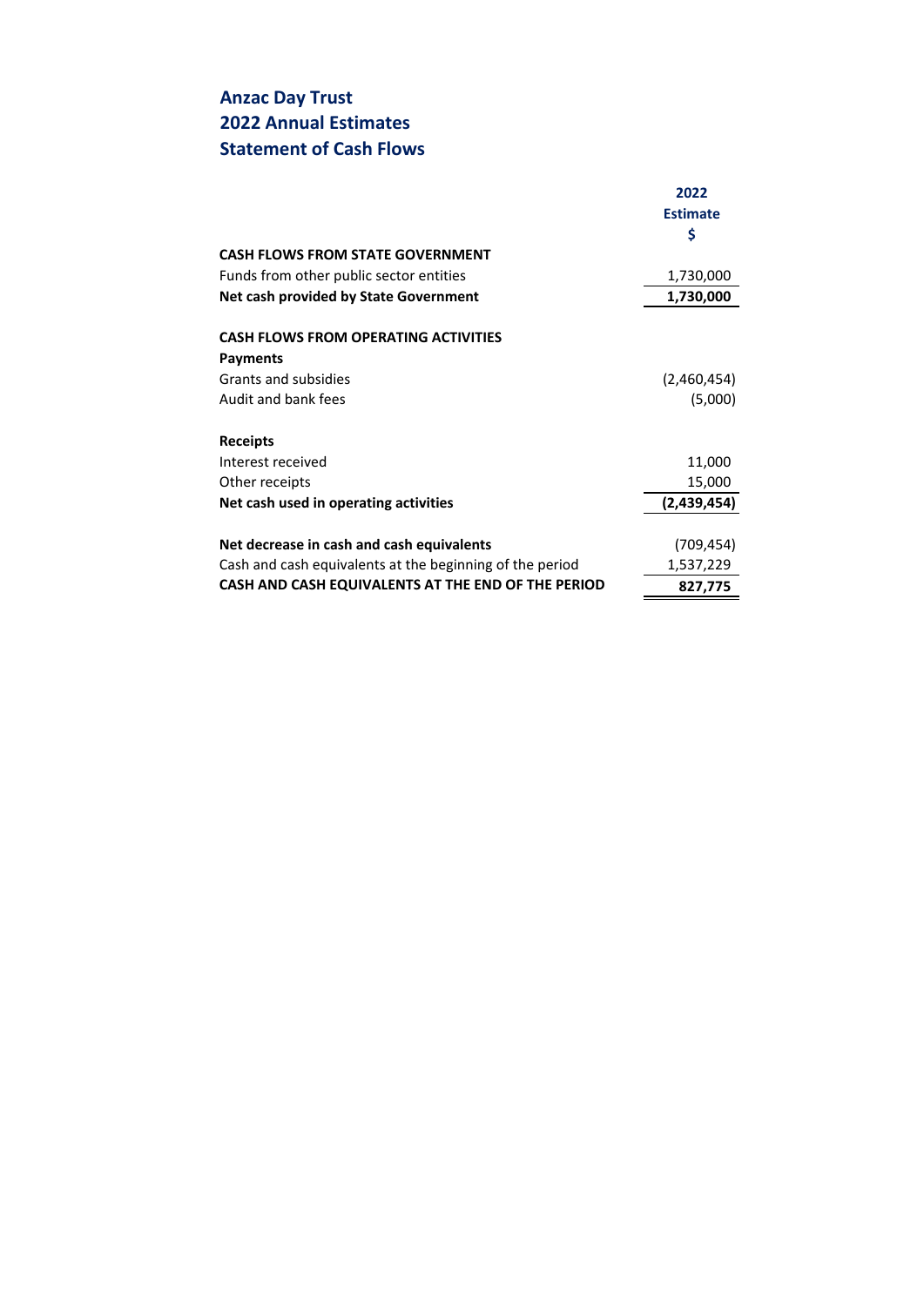# Anzac Day Trust
## 2022 Annual Estimates
## Statement of Cash Flows

| | 2022 Estimate $ |
|---|---|
| **CASH FLOWS FROM STATE GOVERNMENT** | |
| Funds from other public sector entities | 1,730,000 |
| **Net cash provided by State Government** | **1,730,000** |
| | |
| **CASH FLOWS FROM OPERATING ACTIVITIES** | |
| **Payments** | |
| Grants and subsidies | (2,460,454) |
| Audit and bank fees | (5,000) |
| | |
| **Receipts** | |
| Interest received | 11,000 |
| Other receipts | 15,000 |
| **Net cash used in operating activities** | **(2,439,454)** |
| | |
| **Net decrease in cash and cash equivalents** | (709,454) |
| Cash and cash equivalents at the beginning of the period | 1,537,229 |
| **CASH AND CASH EQUIVALENTS AT THE END OF THE PERIOD** | **827,775** |